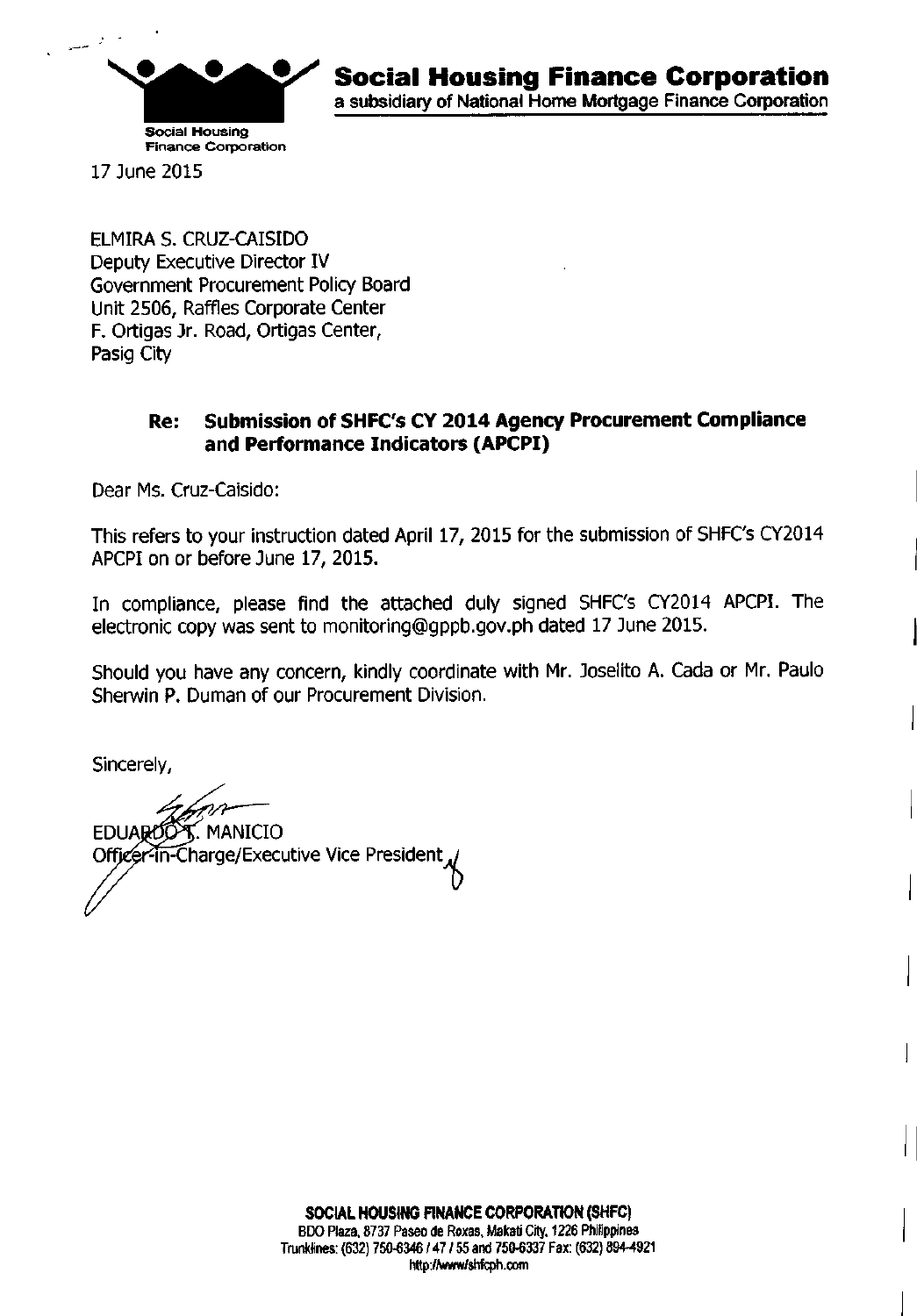**Social Housing Finance Corporation**
a subsidiary of National Home Mortgage Finance Corporation

Social Housing Finance Corporation

17 June 2015

ELMIRA S. CRUZ-CAISIDO
Deputy Executive Director IV
Government Procurement Policy Board
Unit 2506, Raffles Corporate Center
F. Ortigas Jr. Road, Ortigas Center,
Pasig City

**Re: Submission of SHFC's CY 2014 Agency Procurement Compliance and Performance Indicators (APCPI)**

Dear Ms. Cruz-Caisido:

This refers to your instruction dated April 17, 2015 for the submission of SHFC's CY2014 APCPI on or before June 17, 2015.

In compliance, please find the attached duly signed SHFC's CY2014 APCPI. The electronic copy was sent to monitoring@gppb.gov.ph dated 17 June 2015.

Should you have any concern, kindly coordinate with Mr. Joselito A. Cada or Mr. Paulo Sherwin P. Duman of our Procurement Division.

Sincerely,

EDUARDO T. MANICIO
Officer-in-Charge/Executive Vice President

**SOCIAL HOUSING FINANCE CORPORATION (SHFC)**
BDO Plaza, 8737 Paseo de Roxas, Makati City, 1226 Philippines
Trunklines: (632) 750-6346 / 47 / 55 and 750-6337 Fax: (632) 894-4921
http://www/shfcph.com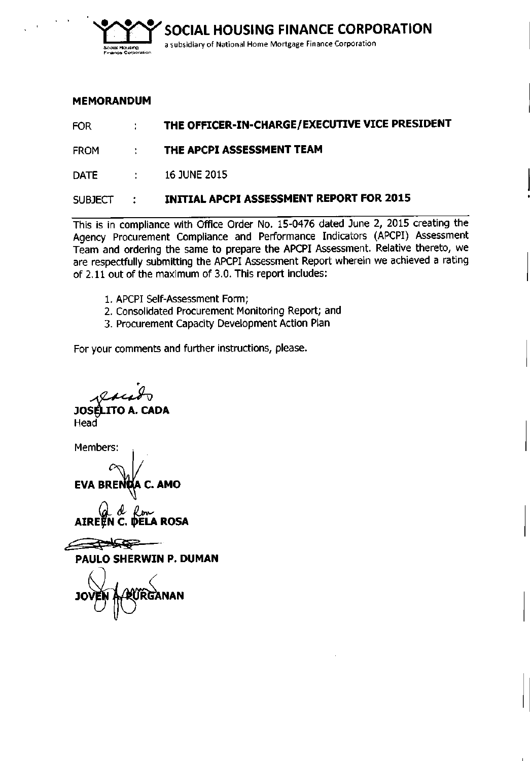**SOCIAL HOUSING FINANCE CORPORATION**
a subsidiary of National Home Mortgage Finance Corporation

## MEMORANDUM

| | | |
|---|---|---|
| FOR | : | **THE OFFICER-IN-CHARGE/EXECUTIVE VICE PRESIDENT** |
| FROM | : | **THE APCPI ASSESSMENT TEAM** |
| DATE | : | 16 JUNE 2015 |
| SUBJECT | : | **INITIAL APCPI ASSESSMENT REPORT FOR 2015** |

This is in compliance with Office Order No. 15-0476 dated June 2, 2015 creating the Agency Procurement Compliance and Performance Indicators (APCPI) Assessment Team and ordering the same to prepare the APCPI Assessment. Relative thereto, we are respectfully submitting the APCPI Assessment Report wherein we achieved a rating of 2.11 out of the maximum of 3.0. This report includes:

1. APCPI Self-Assessment Form;
2. Consolidated Procurement Monitoring Report; and
3. Procurement Capacity Development Action Plan

For your comments and further instructions, please.

**JOSELITO A. CADA**
Head

Members:

**EVA BRENDA C. AMO**

**AIREEN C. DELA ROSA**

**PAULO SHERWIN P. DUMAN**

**JOVEN A. PURGANAN**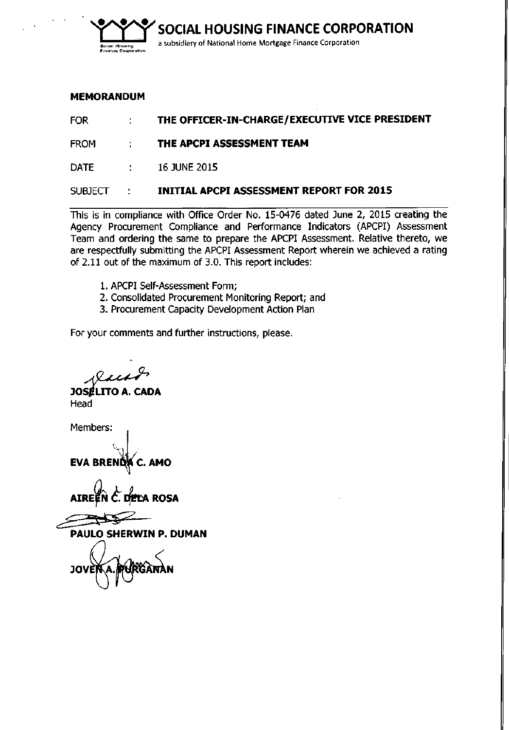**SOCIAL HOUSING FINANCE CORPORATION**
a subsidiary of National Home Mortgage Finance Corporation

**MEMORANDUM**

| | | |
|---|---|---|
| FOR | : | **THE OFFICER-IN-CHARGE/EXECUTIVE VICE PRESIDENT** |
| FROM | : | **THE APCPI ASSESSMENT TEAM** |
| DATE | : | 16 JUNE 2015 |
| SUBJECT | : | **INITIAL APCPI ASSESSMENT REPORT FOR 2015** |

This is in compliance with Office Order No. 15-0476 dated June 2, 2015 creating the Agency Procurement Compliance and Performance Indicators (APCPI) Assessment Team and ordering the same to prepare the APCPI Assessment. Relative thereto, we are respectfully submitting the APCPI Assessment Report wherein we achieved a rating of 2.11 out of the maximum of 3.0. This report includes:

1. APCPI Self-Assessment Form;
2. Consolidated Procurement Monitoring Report; and
3. Procurement Capacity Development Action Plan

For your comments and further instructions, please.

**JOSELITO A. CADA**
Head

Members:

**EVA BRENDA C. AMO**

**AIREEN C. DELA ROSA**

**PAULO SHERWIN P. DUMAN**

**JOVEN A. PURGANAN**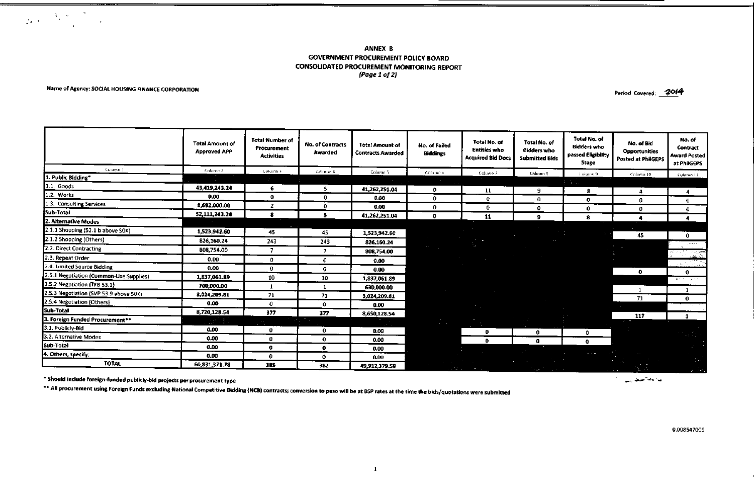**ANNEX B**
**GOVERNMENT PROCUREMENT POLICY BOARD**
**CONSOLIDATED PROCUREMENT MONITORING REPORT**
***(Page 1 of 2)***

**Name of Agency: SOCIAL HOUSING FINANCE CORPORATION**

Period Covered: 2014

| | Total Amount of Approved APP | Total Number of Procurement Activities | No. of Contracts Awarded | Total Amount of Contracts Awarded | No. of Failed Biddings | Total No. of Entities who Acquired Bid Docs | Total No. of Bidders who Submitted Bids | Total No. of Bidders who passed Eligibility Stage | No. of Bid Opportunities Posted at PhilGEPS | No. of Contract Award Posted at PhilGEPS |
|---|---|---|---|---|---|---|---|---|---|---|
| Column 1 | Column 2 | Column 3 | Column 4 | Column 5 | Column 6 | Column 7 | Column 8 | Column 9 | Column 10 | Column 11 |
| **1. Public Bidding*** | | | | | | | | | | |
| 1.1. Goods | 43,419,243.24 | 6 | 5 | 41,262,251.04 | 0 | 11 | 9 | 8 | 4 | 4 |
| 1.2. Works | 0.00 | 0 | 0 | 0.00 | 0 | 0 | 0 | 0 | 0 | 0 |
| 1.3. Consulting Services | 8,692,000.00 | 2 | 0 | 0.00 | 0 | 0 | 0 | 0 | 0 | 0 |
| **Sub-Total** | 52,111,243.24 | 8 | 5 | 41,262,251.04 | 0 | 11 | 9 | 8 | 4 | 4 |
| **2. Alternative Modes** | | | | | | | | | | |
| 2.1.1 Shopping (52.1 b above 50K) | 1,523,942.60 | 45 | 45 | 1,523,942.60 | | | | | 45 | 0 |
| 2.1.2 Shopping (Others) | 826,160.24 | 243 | 243 | 826,160.24 | | | | | | |
| 2.2. Direct Contracting | 808,754.00 | 7 | 7 | 808,754.00 | | | | | | |
| 2.3. Repeat Order | 0.00 | 0 | 0 | 0.00 | | | | | | |
| 2.4. Limited Source Bidding | 0.00 | 0 | 0 | 0.00 | | | | | 0 | 0 |
| 2.5.1 Negotiation (Common-Use Supplies) | 1,837,061.89 | 10 | 10 | 1,837,061.89 | | | | | | |
| 2.5.2 Negotiation (TFB 53.1) | 700,000.00 | 1 | 1 | 630,000.00 | | | | | 1 | 1 |
| 2.5.3 Negotiation (SVP 53.9 above 50K) | 3,024,209.81 | 71 | 71 | 3,024,209.81 | | | | | 71 | 0 |
| 2.5.4 Negotiation (Others) | 0.00 | 0 | 0 | 0.00 | | | | | | |
| **Sub-Total** | 8,720,128.54 | 377 | 377 | 8,650,128.54 | | | | | 117 | 1 |
| **3. Foreign Funded Procurement**** | | | | | | | | | | |
| 3.1. Publicly-Bid | 0.00 | 0 | 0 | 0.00 | | 0 | 0 | 0 | | |
| 3.2. Alternative Modes | 0.00 | 0 | 0 | 0.00 | | 0 | 0 | 0 | | |
| **Sub-Total** | 0.00 | 0 | 0 | 0.00 | | | | | | |
| **4. Others, specify:** | 0.00 | 0 | 0 | 0.00 | | | | | | |
| **TOTAL** | 60,831,371.78 | 385 | 382 | 49,912,379.58 | | | | | | |

\* Should include foreign-funded publicly-bid projects per procurement type

\*\* All procurement using Foreign Funds excluding National Competitive Bidding (NCB) contracts; conversion to peso will be at BSP rates at the time the bids/quotations were submitted

0.008547009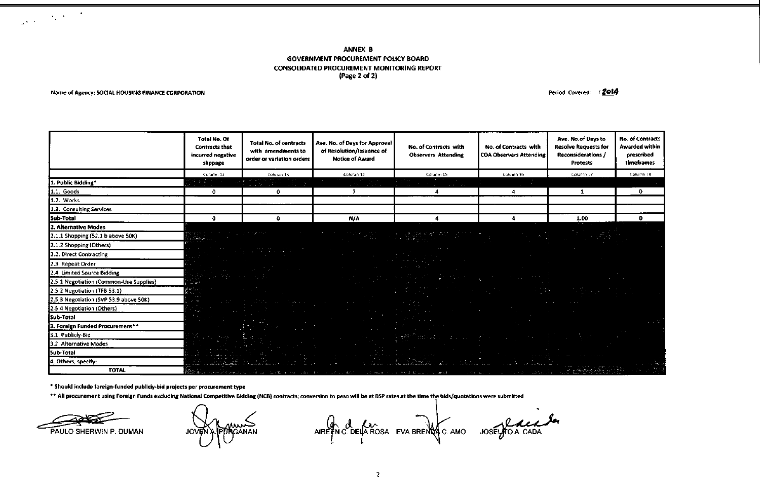**ANNEX B**
**GOVERNMENT PROCUREMENT POLICY BOARD**
**CONSOLIDATED PROCUREMENT MONITORING REPORT**
**(Page 2 of 2)**

**Name of Agency: SOCIAL HOUSING FINANCE CORPORATION**

**Period Covered: 2014**

| | Total No. Of Contracts that incurred negative slippage | Total No. of contracts with amendments to order or variation orders | Ave. No. of Days for Approval of Resolution/Issuance of Notice of Award | No. of Contracts with Observers Attending | No. of Contracts with COA Observers Attending | Ave. No.of Days to Resolve Requests for Reconsiderations / Protests | No. of Contracts Awarded within prescribed timeframes |
|---|---|---|---|---|---|---|---|
| | Column 13 | Column 14 | Column 14 | Column 15 | Column 16 | Column 17 | Column 18 |
| **1. Public Bidding*** | | | | | | | |
| 1.1. Goods | 0 | 0 | 7 | 4 | 4 | 1 | 0 |
| 1.2. Works | | | | | | | |
| 1.3. Consulting Services | | | | | | | |
| **Sub-Total** | 0 | 0 | N/A | 4 | 4 | 1.00 | 0 |
| **2. Alternative Modes** | | | | | | | |
| 2.1.1 Shopping (52.1 b above 50K) | | | | | | | |
| 2.1.2 Shopping (Others) | | | | | | | |
| 2.2. Direct Contracting | | | | | | | |
| 2.3. Repeat Order | | | | | | | |
| 2.4. Limited Source Bidding | | | | | | | |
| 2.5.1 Negotiation (Common-Use Supplies) | | | | | | | |
| 2.5.2 Negotiation (TFB 53.1) | | | | | | | |
| 2.5.3 Negotiation (SVP 53.9 above 50K) | | | | | | | |
| 2.5.4 Negotiation (Others) | | | | | | | |
| **Sub-Total** | | | | | | | |
| **3. Foreign Funded Procurement**** | | | | | | | |
| 3.1. Publicly-Bid | | | | | | | |
| 3.2. Alternative Modes | | | | | | | |
| **Sub-Total** | | | | | | | |
| **4. Others, specify:** | | | | | | | |
| **TOTAL** | | | | | | | |

**\* Should include foreign-funded publicly-bid projects per procurement type**

**\*\* All procurement using Foreign Funds excluding National Competitive Bidding (NCB) contracts; conversion to peso will be at BSP rates at the time the bids/quotations were submitted**

PAULO SHERWIN P. DUMAN    JOVEN A. PURGANAN    AIREEN C. DELA ROSA    EVA BRENDA C. AMO    JOSELITO A. CADA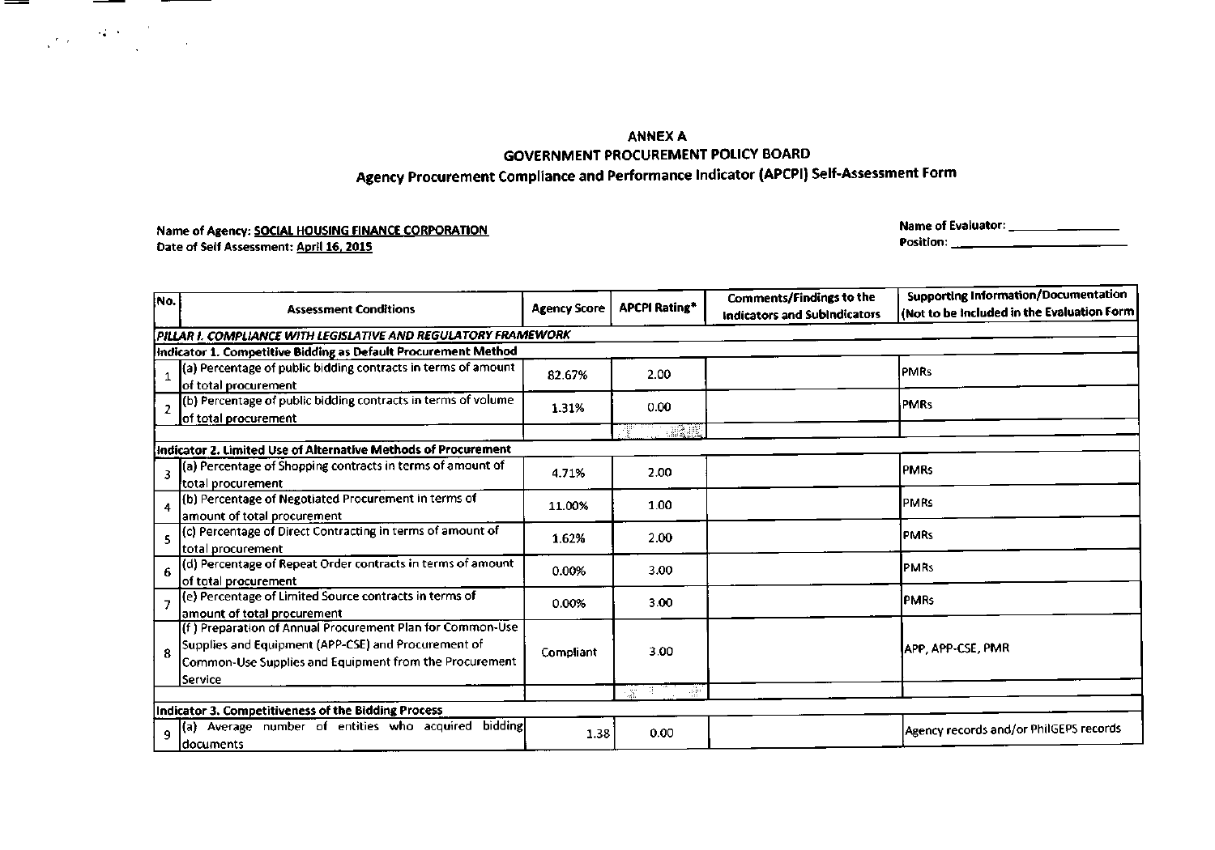**ANNEX A**
**GOVERNMENT PROCUREMENT POLICY BOARD**
**Agency Procurement Compliance and Performance Indicator (APCPI) Self-Assessment Form**

Name of Agency: **SOCIAL HOUSING FINANCE CORPORATION**
Date of Self Assessment: **April 16, 2015**

Name of Evaluator: ________________
Position: ________________________

| No. | Assessment Conditions | Agency Score | APCPI Rating* | Comments/Findings to the Indicators and Subindicators | Supporting Information/Documentation (Not to be Included in the Evaluation Form) |
|---|---|---|---|---|---|
| ***PILLAR I. COMPLIANCE WITH LEGISLATIVE AND REGULATORY FRAMEWORK*** | | | | | |
| **Indicator 1. Competitive Bidding as Default Procurement Method** | | | | | |
| 1 | (a) Percentage of public bidding contracts in terms of amount of total procurement | 82.67% | 2.00 | | PMRs |
| 2 | (b) Percentage of public bidding contracts in terms of volume of total procurement | 1.31% | 0.00 | | PMRs |
| | | | | | |
| **Indicator 2. Limited Use of Alternative Methods of Procurement** | | | | | |
| 3 | (a) Percentage of Shopping contracts in terms of amount of total procurement | 4.71% | 2.00 | | PMRs |
| 4 | (b) Percentage of Negotiated Procurement in terms of amount of total procurement | 11.00% | 1.00 | | PMRs |
| 5 | (c) Percentage of Direct Contracting in terms of amount of total procurement | 1.62% | 2.00 | | PMRs |
| 6 | (d) Percentage of Repeat Order contracts in terms of amount of total procurement | 0.00% | 3.00 | | PMRs |
| 7 | (e) Percentage of Limited Source contracts in terms of amount of total procurement | 0.00% | 3.00 | | PMRs |
| 8 | (f) Preparation of Annual Procurement Plan for Common-Use Supplies and Equipment (APP-CSE) and Procurement of Common-Use Supplies and Equipment from the Procurement Service | Compliant | 3.00 | | APP, APP-CSE, PMR |
| | | | | | |
| **Indicator 3. Competitiveness of the Bidding Process** | | | | | |
| 9 | (a) Average number of entities who acquired bidding documents | 1.38 | 0.00 | | Agency records and/or PhilGEPS records |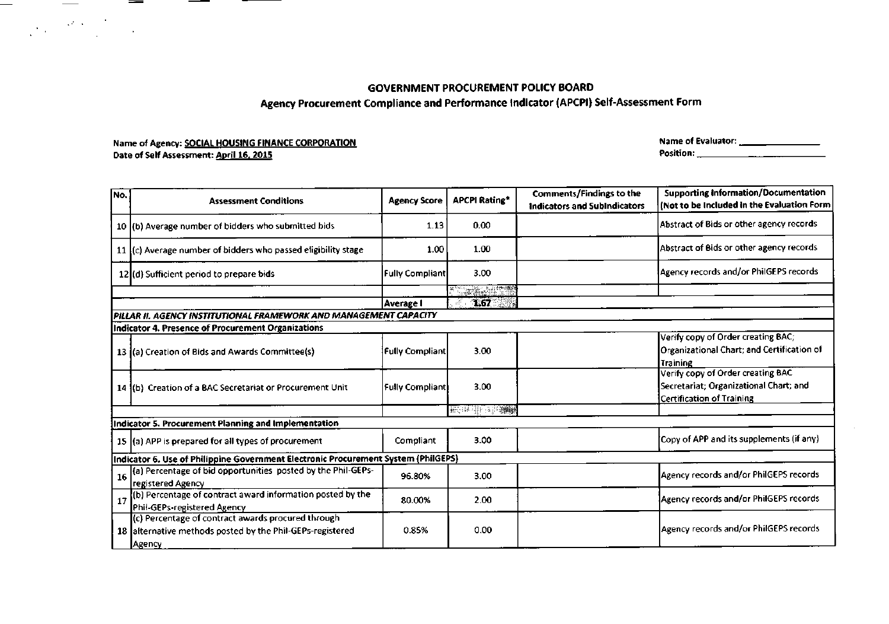## GOVERNMENT PROCUREMENT POLICY BOARD

### Agency Procurement Compliance and Performance Indicator (APCPI) Self-Assessment Form

Name of Agency: **SOCIAL HOUSING FINANCE CORPORATION**
Date of Self Assessment: **April 16, 2015**

Name of Evaluator: ________________
Position: ________________________

| No. | Assessment Conditions | Agency Score | APCPI Rating* | Comments/Findings to the Indicators and SubIndicators | Supporting Information/Documentation (Not to be Included in the Evaluation Form) |
|---|---|---|---|---|---|
| 10 | (b) Average number of bidders who submitted bids | 1.13 | 0.00 | | Abstract of Bids or other agency records |
| 11 | (c) Average number of bidders who passed eligibility stage | 1.00 | 1.00 | | Abstract of Bids or other agency records |
| 12 | (d) Sufficient period to prepare bids | Fully Compliant | 3.00 | | Agency records and/or PhilGEPS records |
| | | | | | |
| | | Average I | 1.67 | | |
| *PILLAR II. AGENCY INSTITUTIONAL FRAMEWORK AND MANAGEMENT CAPACITY* | | | | | |
| **Indicator 4. Presence of Procurement Organizations** | | | | | |
| 13 | (a) Creation of Bids and Awards Committee(s) | Fully Compliant | 3.00 | | Verify copy of Order creating BAC; Organizational Chart; and Certification of Training |
| 14 | (b) Creation of a BAC Secretariat or Procurement Unit | Fully Compliant | 3.00 | | Verify copy of Order creating BAC Secretariat; Organizational Chart; and Certification of Training |
| | | | | | |
| **Indicator 5. Procurement Planning and Implementation** | | | | | |
| 15 | (a) APP is prepared for all types of procurement | Compliant | 3.00 | | Copy of APP and its supplements (if any) |
| **Indicator 6. Use of Philippine Government Electronic Procurement System (PhilGEPS)** | | | | | |
| 16 | (a) Percentage of bid opportunities posted by the Phil-GEPs-registered Agency | 96.80% | 3.00 | | Agency records and/or PhilGEPS records |
| 17 | (b) Percentage of contract award information posted by the Phil-GEPs-registered Agency | 80.00% | 2.00 | | Agency records and/or PhilGEPS records |
| 18 | (c) Percentage of contract awards procured through alternative methods posted by the Phil-GEPs-registered Agency | 0.85% | 0.00 | | Agency records and/or PhilGEPS records |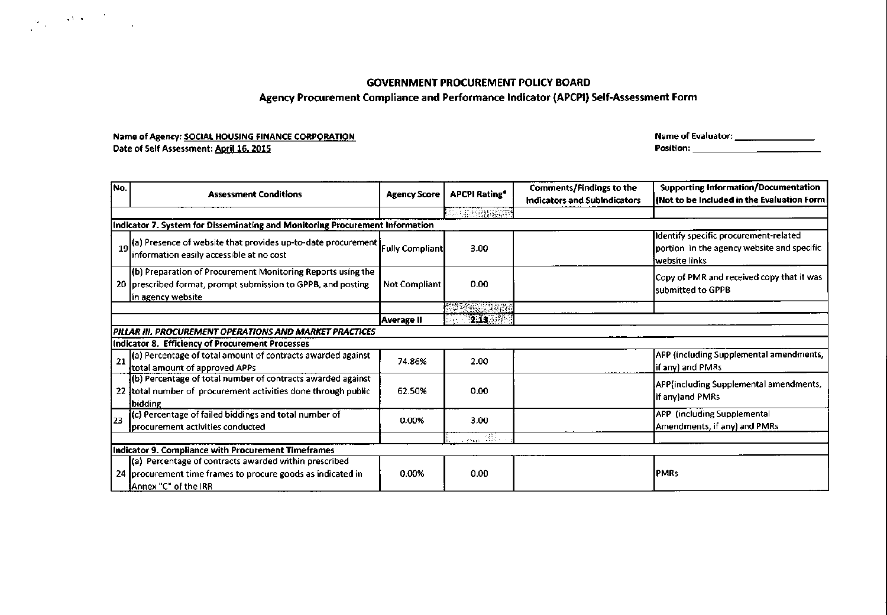**GOVERNMENT PROCUREMENT POLICY BOARD**

**Agency Procurement Compliance and Performance Indicator (APCPI) Self-Assessment Form**

**Name of Agency:** SOCIAL HOUSING FINANCE CORPORATION

**Date of Self Assessment:** April 16, 2015

**Name of Evaluator:** ______________

**Position:** ______________

| No. | Assessment Conditions | Agency Score | APCPI Rating* | Comments/Findings to the Indicators and Subindicators | Supporting Information/Documentation (Not to be Included in the Evaluation Form) |
|---|---|---|---|---|---|
| | | | | | |
| **Indicator 7. System for Disseminating and Monitoring Procurement Information** | | | | | |
| 19 | (a) Presence of website that provides up-to-date procurement information easily accessible at no cost | Fully Compliant | 3.00 | | Identify specific procurement-related portion in the agency website and specific website links |
| 20 | (b) Preparation of Procurement Monitoring Reports using the prescribed format, prompt submission to GPPB, and posting in agency website | Not Compliant | 0.00 | | Copy of PMR and received copy that it was submitted to GPPB |
| | | | | | |
| | | Average II | 2.13 | | |
| ***PILLAR III. PROCUREMENT OPERATIONS AND MARKET PRACTICES*** | | | | | |
| **Indicator 8. Efficiency of Procurement Processes** | | | | | |
| 21 | (a) Percentage of total amount of contracts awarded against total amount of approved APPs | 74.86% | 2.00 | | APP (including Supplemental amendments, if any) and PMRs |
| 22 | (b) Percentage of total number of contracts awarded against total number of procurement activities done through public bidding | 62.50% | 0.00 | | APP(including Supplemental amendments, if any)and PMRs |
| 23 | (c) Percentage of failed biddings and total number of procurement activities conducted | 0.00% | 3.00 | | APP (including Supplemental Amendments, if any) and PMRs |
| | | | | | |
| **Indicator 9. Compliance with Procurement Timeframes** | | | | | |
| 24 | (a) Percentage of contracts awarded within prescribed procurement time frames to procure goods as indicated in Annex "C" of the IRR | 0.00% | 0.00 | | PMRs |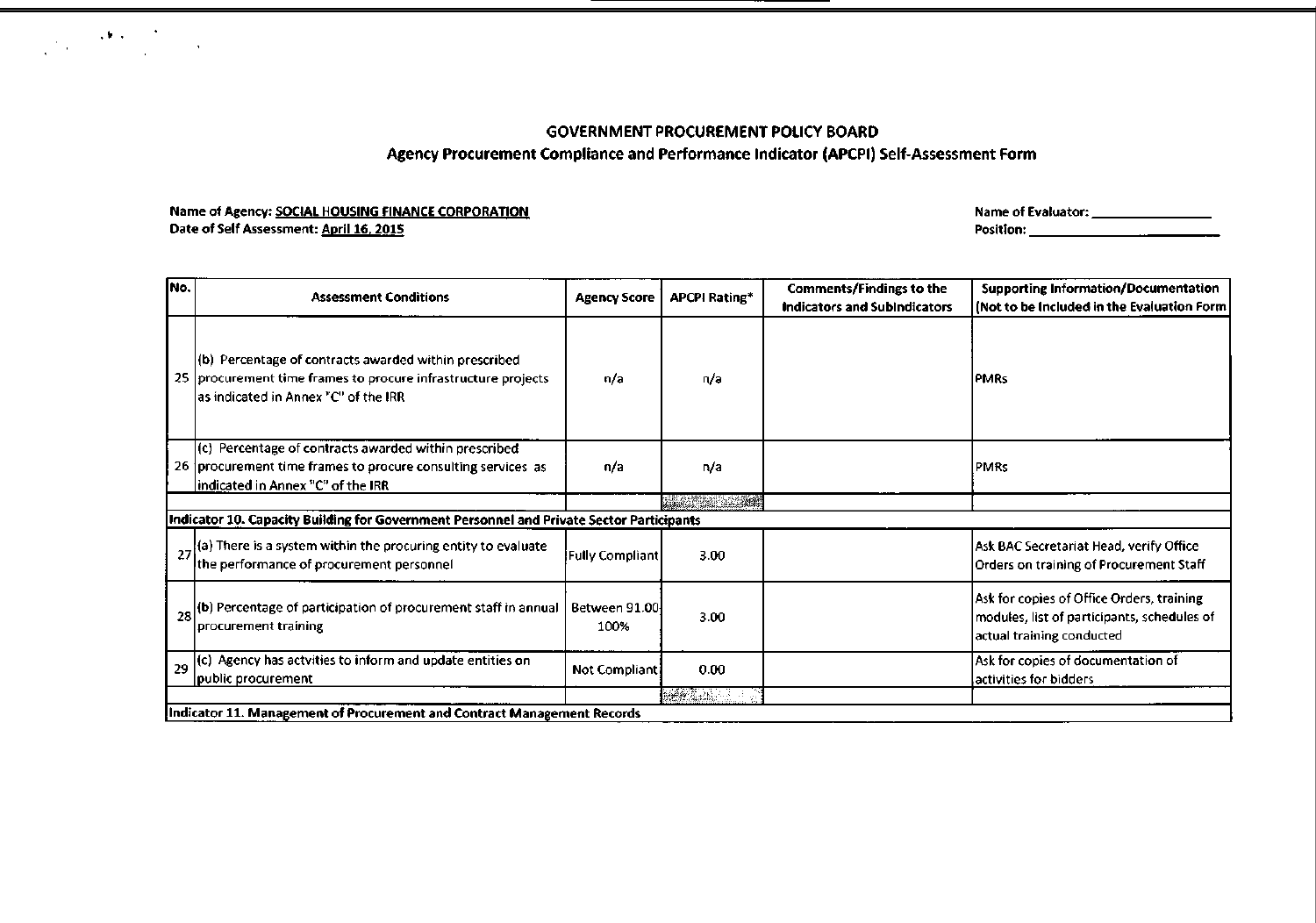**GOVERNMENT PROCUREMENT POLICY BOARD**
**Agency Procurement Compliance and Performance Indicator (APCPI) Self-Assessment Form**

**Name of Agency: SOCIAL HOUSING FINANCE CORPORATION**
**Date of Self Assessment: April 16, 2015**

**Name of Evaluator:** ________________
**Position:** ________________

| No. | Assessment Conditions | Agency Score | APCPI Rating* | Comments/Findings to the Indicators and Subindicators | Supporting Information/Documentation (Not to be Included in the Evaluation Form |
|---|---|---|---|---|---|
| 25 | (b) Percentage of contracts awarded within prescribed procurement time frames to procure infrastructure projects as indicated in Annex "C" of the IRR | n/a | n/a | | PMRs |
| 26 | (c) Percentage of contracts awarded within prescribed procurement time frames to procure consulting services as indicated in Annex "C" of the IRR | n/a | n/a | | PMRs |
| | | | | | |
| **Indicator 10. Capacity Building for Government Personnel and Private Sector Participants** | | | | | |
| 27 | (a) There is a system within the procuring entity to evaluate the performance of procurement personnel | Fully Compliant | 3.00 | | Ask BAC Secretariat Head, verify Office Orders on training of Procurement Staff |
| 28 | (b) Percentage of participation of procurement staff in annual procurement training | Between 91.00-100% | 3.00 | | Ask for copies of Office Orders, training modules, list of participants, schedules of actual training conducted |
| 29 | (c) Agency has actvities to inform and update entities on public procurement | Not Compliant | 0.00 | | Ask for copies of documentation of activities for bidders |
| | | | | | |
| **Indicator 11. Management of Procurement and Contract Management Records** | | | | | |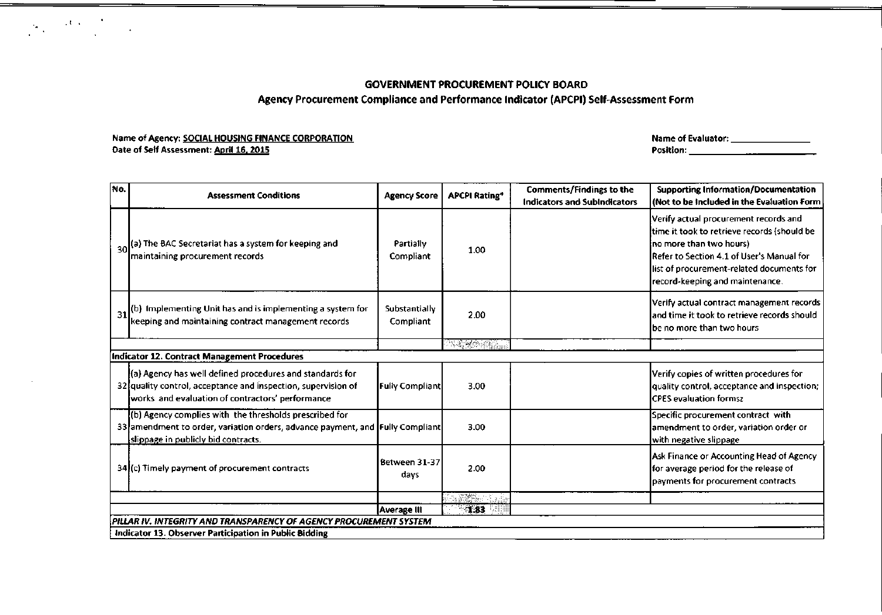## GOVERNMENT PROCUREMENT POLICY BOARD
### Agency Procurement Compliance and Performance Indicator (APCPI) Self-Assessment Form

Name of Agency: SOCIAL HOUSING FINANCE CORPORATION
Date of Self Assessment: April 16, 2015

Name of Evaluator: ________________
Position: ________________

| No. | Assessment Conditions | Agency Score | APCPI Rating* | Comments/Findings to the Indicators and SubIndicators | Supporting Information/Documentation (Not to be Included in the Evaluation Form) |
|---|---|---|---|---|---|
| 30 | (a) The BAC Secretariat has a system for keeping and maintaining procurement records | Partially Compliant | 1.00 | | Verify actual procurement records and time it took to retrieve records (should be no more than two hours) Refer to Section 4.1 of User's Manual for list of procurement-related documents for record-keeping and maintenance. |
| 31 | (b) Implementing Unit has and is implementing a system for keeping and maintaining contract management records | Substantially Compliant | 2.00 | | Verify actual contract management records and time it took to retrieve records should be no more than two hours |
| | | | | | |
| **Indicator 12. Contract Management Procedures** | | | | | |
| 32 | (a) Agency has well defined procedures and standards for quality control, acceptance and inspection, supervision of works and evaluation of contractors' performance | Fully Compliant | 3.00 | | Verify copies of written procedures for quality control, acceptance and inspection; CPES evaluation formsz |
| 33 | (b) Agency complies with the thresholds prescribed for amendment to order, variation orders, advance payment, and slippage in publicly bid contracts. | Fully Compliant | 3.00 | | Specific procurement contract with amendment to order, variation order or with negative slippage |
| 34 | (c) Timely payment of procurement contracts | Between 31-37 days | 2.00 | | Ask Finance or Accounting Head of Agency for average period for the release of payments for procurement contracts |
| | | | | | |
| | | Average III | 1.83 | | |
| ***PILLAR IV. INTEGRITY AND TRANSPARENCY OF AGENCY PROCUREMENT SYSTEM*** | | | | | |
| **Indicator 13. Observer Participation in Public Bidding** | | | | | |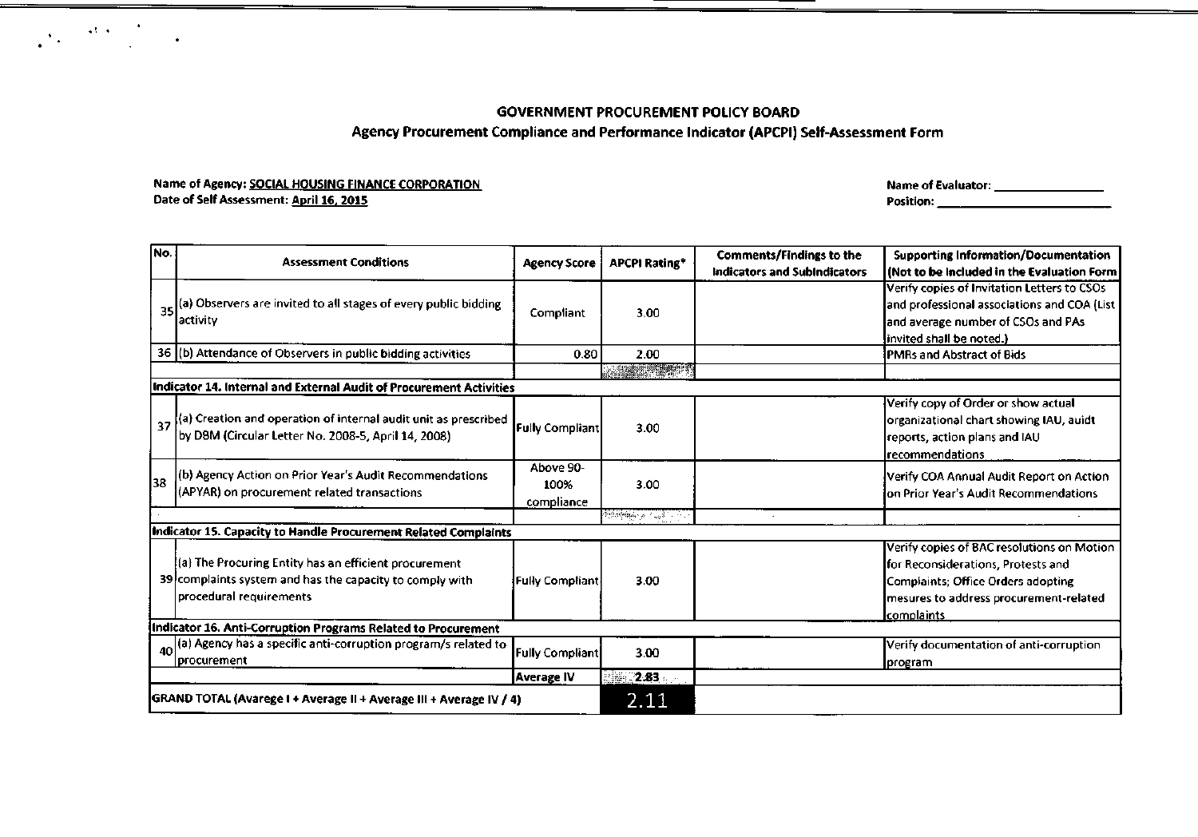**GOVERNMENT PROCUREMENT POLICY BOARD**

**Agency Procurement Compliance and Performance Indicator (APCPI) Self-Assessment Form**

**Name of Agency:** SOCIAL HOUSING FINANCE CORPORATION
**Date of Self Assessment:** April 16, 2015

**Name of Evaluator:** ________________
**Position:** ________________________

| No. | Assessment Conditions | Agency Score | APCPI Rating* | Comments/Findings to the Indicators and Subindicators | Supporting Information/Documentation (Not to be Included in the Evaluation Form) |
|---|---|---|---|---|---|
| 35 | (a) Observers are invited to all stages of every public bidding activity | Compliant | 3.00 | | Verify copies of Invitation Letters to CSOs and professional associations and COA (List and average number of CSOs and PAs invited shall be noted.) |
| 36 | (b) Attendance of Observers in public bidding activities | 0.80 | 2.00 | | PMRs and Abstract of Bids |
| | | | | | |
| **Indicator 14. Internal and External Audit of Procurement Activities** | | | | | |
| 37 | (a) Creation and operation of internal audit unit as prescribed by DBM (Circular Letter No. 2008-5, April 14, 2008) | Fully Compliant | 3.00 | | Verify copy of Order or show actual organizational chart showing IAU, auidt reports, action plans and IAU recommendations |
| 38 | (b) Agency Action on Prior Year's Audit Recommendations (APYAR) on procurement related transactions | Above 90-100% compliance | 3.00 | | Verify COA Annual Audit Report on Action on Prior Year's Audit Recommendations |
| | | | | | |
| **Indicator 15. Capacity to Handle Procurement Related Complaints** | | | | | |
| 39 | (a) The Procuring Entity has an efficient procurement complaints system and has the capacity to comply with procedural requirements | Fully Compliant | 3.00 | | Verify copies of BAC resolutions on Motion for Reconsiderations, Protests and Complaints; Office Orders adopting mesures to address procurement-related complaints |
| **Indicator 16. Anti-Corruption Programs Related to Procurement** | | | | | |
| 40 | (a) Agency has a specific anti-corruption program/s related to procurement | Fully Compliant | 3.00 | | Verify documentation of anti-corruption program |
| | | Average IV | 2.83 | | |
| **GRAND TOTAL (Avarege I + Average II + Average III + Average IV / 4)** | | | 2.11 | | |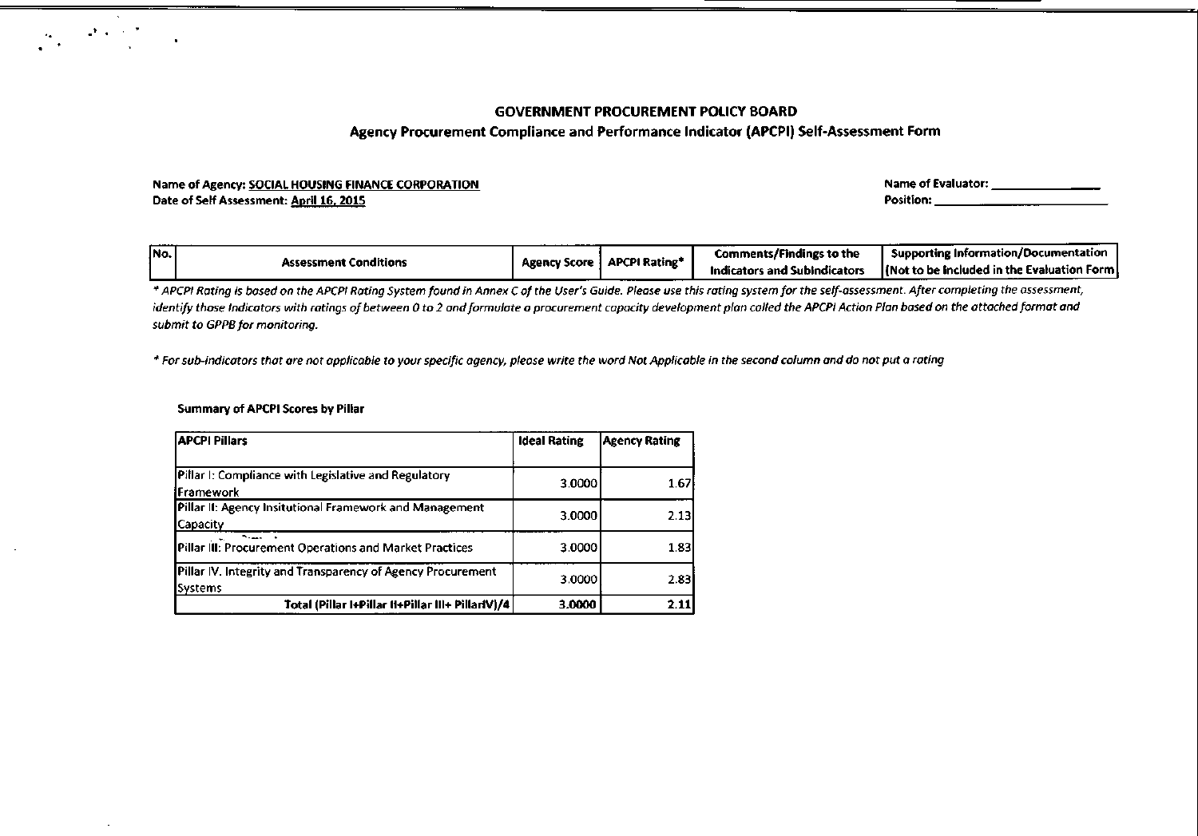## GOVERNMENT PROCUREMENT POLICY BOARD

### Agency Procurement Compliance and Performance Indicator (APCPI) Self-Assessment Form

**Name of Agency:** SOCIAL HOUSING FINANCE CORPORATION
**Date of Self Assessment:** April 16, 2015

**Name of Evaluator:** _______________
**Position:** _______________

| No. | Assessment Conditions | Agency Score | APCPI Rating* | Comments/Findings to the Indicators and Subindicators | Supporting Information/Documentation (Not to be Included in the Evaluation Form) |
|---|---|---|---|---|---|

*\* APCPI Rating is based on the APCPI Rating System found in Annex C of the User's Guide. Please use this rating system for the self-assessment. After completing the assessment, identify those Indicators with ratings of between 0 to 2 and formulate a procurement capacity development plan called the APCPI Action Plan based on the attached format and submit to GPPB for monitoring.*

*\* For sub-indicators that are not applicable to your specific agency, please write the word Not Applicable in the second column and do not put a rating*

**Summary of APCPI Scores by Pillar**

| APCPI Pillars | Ideal Rating | Agency Rating |
|---|---|---|
| Pillar I: Compliance with Legislative and Regulatory Framework | 3.0000 | 1.67 |
| Pillar II: Agency Insitutional Framework and Management Capacity | 3.0000 | 2.13 |
| Pillar III: Procurement Operations and Market Practices | 3.0000 | 1.83 |
| Pillar IV. Integrity and Transparency of Agency Procurement Systems | 3.0000 | 2.83 |
| **Total (Pillar I+Pillar II+Pillar III+ PillarIV)/4** | **3.0000** | **2.11** |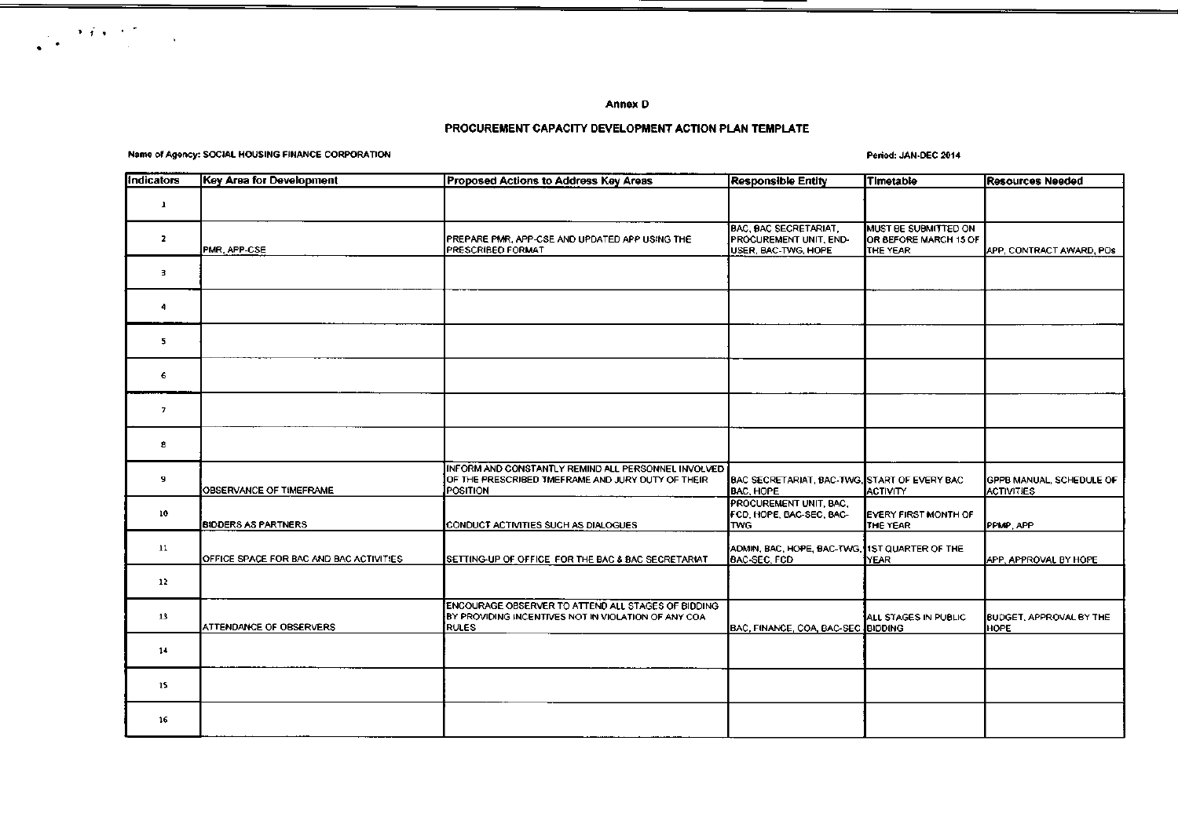**Annex D**

**PROCUREMENT CAPACITY DEVELOPMENT ACTION PLAN TEMPLATE**

**Name of Agency: SOCIAL HOUSING FINANCE CORPORATION** 

**Period: JAN-DEC 2014**

| Indicators | Key Area for Development | Proposed Actions to Address Key Areas | Responsible Entity | Timetable | Resources Needed |
|---|---|---|---|---|---|
| 1 | | | | | |
| 2 | PMR, APP-CSE | PREPARE PMR, APP-CSE AND UPDATED APP USING THE PRESCRIBED FORMAT | BAC, BAC SECRETARIAT, PROCUREMENT UNIT, END-USER, BAC-TWG, HOPE | MUST BE SUBMITTED ON OR BEFORE MARCH 15 OF THE YEAR | APP, CONTRACT AWARD, POs |
| 3 | | | | | |
| 4 | | | | | |
| 5 | | | | | |
| 6 | | | | | |
| 7 | | | | | |
| 8 | | | | | |
| 9 | OBSERVANCE OF TIMEFRAME | INFORM AND CONSTANTLY REMIND ALL PERSONNEL INVOLVED OF THE PRESCRIBED TMEFRAME AND JURY DUTY OF THEIR POSITION | BAC SECRETARIAT, BAC-TWG, BAC, HOPE | START OF EVERY BAC ACTIVITY | GPPB MANUAL, SCHEDULE OF ACTIVITIES |
| 10 | BIDDERS AS PARTNERS | CONDUCT ACTIVITIES SUCH AS DIALOGUES | PROCUREMENT UNIT, BAC, FCD, HOPE, BAC-SEC, BAC-TWG | EVERY FIRST MONTH OF THE YEAR | PPMP, APP |
| 11 | OFFICE SPACE FOR BAC AND BAC ACTIVITIES | SETTING-UP OF OFFICE FOR THE BAC & BAC SECRETARIAT | ADMIN, BAC, HOPE, BAC-TWG, BAC-SEC, FCD | 1ST QUARTER OF THE YEAR | APP, APPROVAL BY HOPE |
| 12 | | | | | |
| 13 | ATTENDANCE OF OBSERVERS | ENCOURAGE OBSERVER TO ATTEND ALL STAGES OF BIDDING BY PROVIDING INCENTIVES NOT IN VIOLATION OF ANY COA RULES | BAC, FINANCE, COA, BAC-SEC | ALL STAGES IN PUBLIC BIDDING | BUDGET, APPROVAL BY THE HOPE |
| 14 | | | | | |
| 15 | | | | | |
| 16 | | | | | |